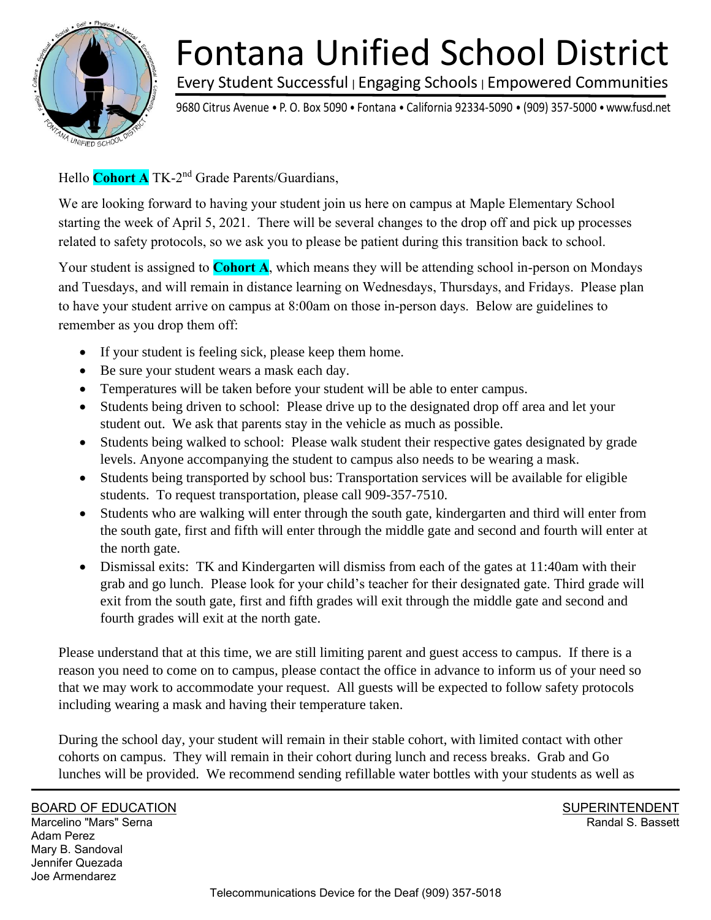# Fontana Unified School District

Every Student Successful | Engaging Schools | Empowered Communities

9680 Citrus Avenue • P. O. Box 5090 • Fontana • California 92334-5090 • (909) 357-5000 • www.fusd.net

Hello **Cohort A** TK-2nd Grade Parents/Guardians,

We are looking forward to having your student join us here on campus at Maple Elementary School starting the week of April 5, 2021. There will be several changes to the drop off and pick up processes related to safety protocols, so we ask you to please be patient during this transition back to school.

Your student is assigned to **Cohort A**, which means they will be attending school in-person on Mondays and Tuesdays, and will remain in distance learning on Wednesdays, Thursdays, and Fridays. Please plan to have your student arrive on campus at 8:00am on those in-person days. Below are guidelines to remember as you drop them off:

- If your student is feeling sick, please keep them home.
- Be sure your student wears a mask each day.
- Temperatures will be taken before your student will be able to enter campus.
- Students being driven to school: Please drive up to the designated drop off area and let your student out. We ask that parents stay in the vehicle as much as possible.
- Students being walked to school: Please walk student their respective gates designated by grade levels. Anyone accompanying the student to campus also needs to be wearing a mask.
- Students being transported by school bus: Transportation services will be available for eligible students. To request transportation, please call 909-357-7510.
- Students who are walking will enter through the south gate, kindergarten and third will enter from the south gate, first and fifth will enter through the middle gate and second and fourth will enter at the north gate.
- Dismissal exits: TK and Kindergarten will dismiss from each of the gates at 11:40am with their grab and go lunch. Please look for your child's teacher for their designated gate. Third grade will exit from the south gate, first and fifth grades will exit through the middle gate and second and fourth grades will exit at the north gate.

Please understand that at this time, we are still limiting parent and guest access to campus. If there is a reason you need to come on to campus, please contact the office in advance to inform us of your need so that we may work to accommodate your request. All guests will be expected to follow safety protocols including wearing a mask and having their temperature taken.

During the school day, your student will remain in their stable cohort, with limited contact with other cohorts on campus. They will remain in their cohort during lunch and recess breaks. Grab and Go lunches will be provided. We recommend sending refillable water bottles with your students as well as

BOARD OF EDUCATION
Marcelino "Mars" Serna
Adam Perez
Mary B. Sandoval
Jennifer Quezada
Joe Armendarez

SUPERINTENDENT
Randal S. Bassett

Telecommunications Device for the Deaf (909) 357-5018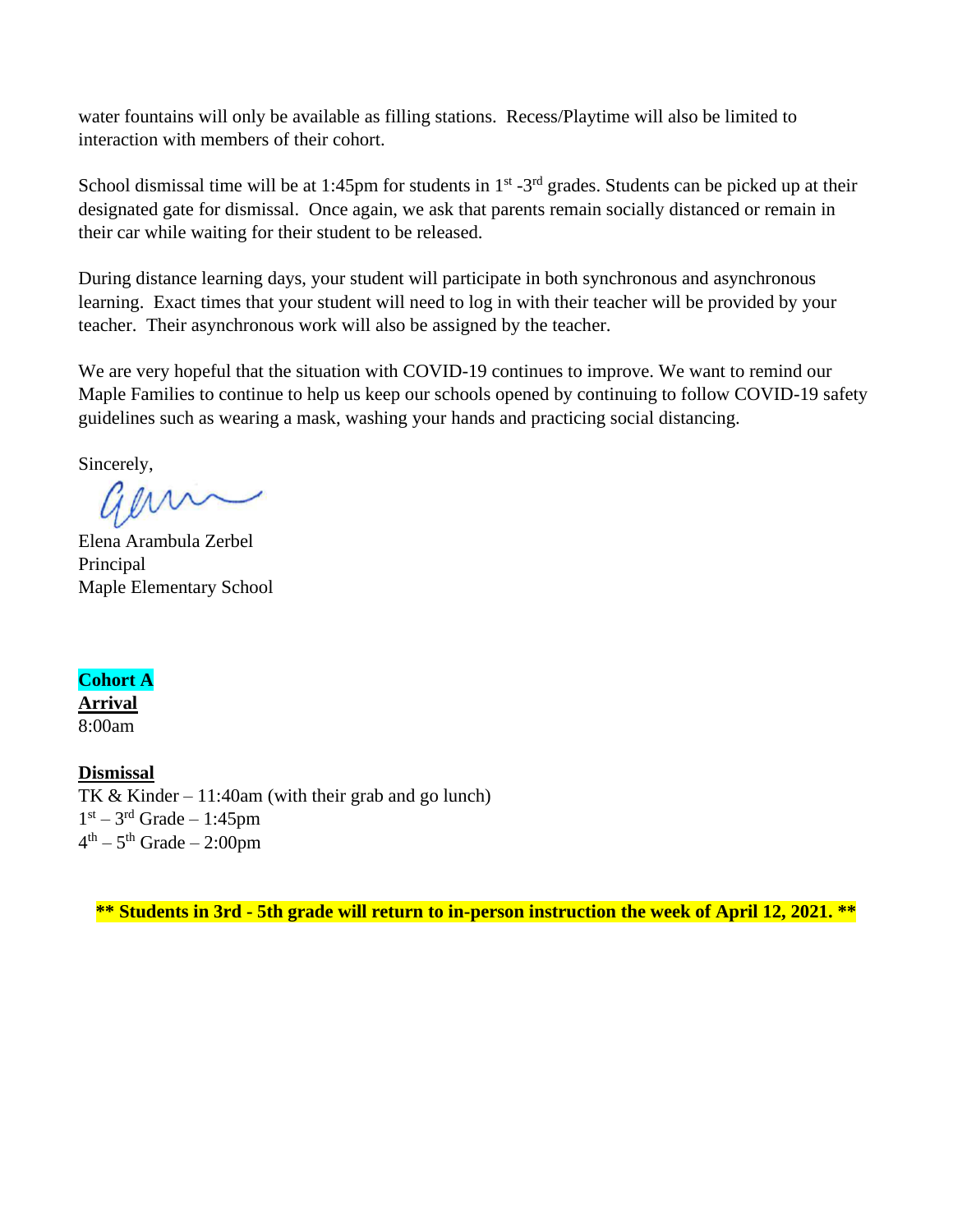water fountains will only be available as filling stations. Recess/Playtime will also be limited to interaction with members of their cohort.

School dismissal time will be at 1:45pm for students in 1st -3rd grades. Students can be picked up at their designated gate for dismissal. Once again, we ask that parents remain socially distanced or remain in their car while waiting for their student to be released.

During distance learning days, your student will participate in both synchronous and asynchronous learning. Exact times that your student will need to log in with their teacher will be provided by your teacher. Their asynchronous work will also be assigned by the teacher.

We are very hopeful that the situation with COVID-19 continues to improve. We want to remind our Maple Families to continue to help us keep our schools opened by continuing to follow COVID-19 safety guidelines such as wearing a mask, washing your hands and practicing social distancing.

Sincerely,

Elena Arambula Zerbel
Principal
Maple Elementary School

**Cohort A**

**Arrival**
8:00am

**Dismissal**
TK & Kinder – 11:40am (with their grab and go lunch)
1st – 3rd Grade – 1:45pm
4th – 5th Grade – 2:00pm

**\*\* Students in 3rd - 5th grade will return to in-person instruction the week of April 12, 2021. \*\***